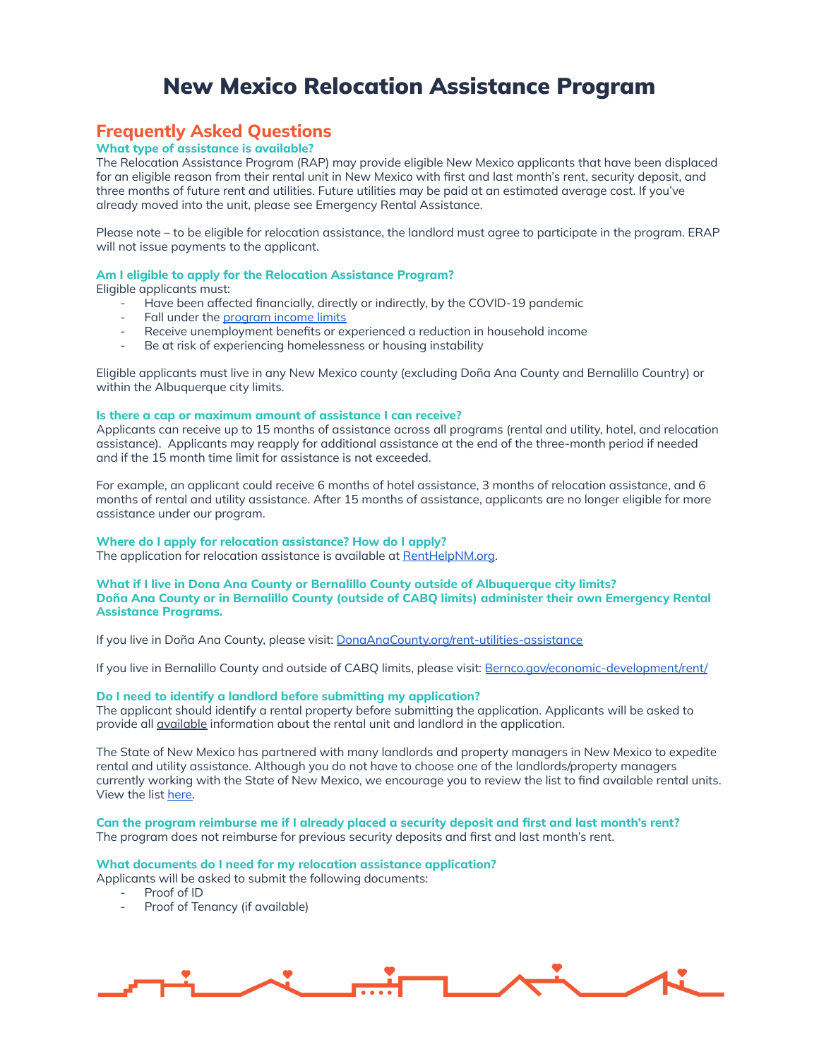# New Mexico Relocation Assistance Program

## Frequently Asked Questions

### What type of assistance is available?

The Relocation Assistance Program (RAP) may provide eligible New Mexico applicants that have been displaced for an eligible reason from their rental unit in New Mexico with first and last month's rent, security deposit, and three months of future rent and utilities. Future utilities may be paid at an estimated average cost. If you've already moved into the unit, please see Emergency Rental Assistance.

Please note – to be eligible for relocation assistance, the landlord must agree to participate in the program. ERAP will not issue payments to the applicant.

### Am I eligible to apply for the Relocation Assistance Program?

Eligible applicants must:

- Have been affected financially, directly or indirectly, by the COVID-19 pandemic
- Fall under the program income limits
- Receive unemployment benefits or experienced a reduction in household income
- Be at risk of experiencing homelessness or housing instability

Eligible applicants must live in any New Mexico county (excluding Doña Ana County and Bernalillo Country) or within the Albuquerque city limits.

### Is there a cap or maximum amount of assistance I can receive?

Applicants can receive up to 15 months of assistance across all programs (rental and utility, hotel, and relocation assistance). Applicants may reapply for additional assistance at the end of the three-month period if needed and if the 15 month time limit for assistance is not exceeded.

For example, an applicant could receive 6 months of hotel assistance, 3 months of relocation assistance, and 6 months of rental and utility assistance. After 15 months of assistance, applicants are no longer eligible for more assistance under our program.

### Where do I apply for relocation assistance? How do I apply?

The application for relocation assistance is available at RentHelpNM.org.

### What if I live in Dona Ana County or Bernalillo County outside of Albuquerque city limits? Doña Ana County or in Bernalillo County (outside of CABQ limits) administer their own Emergency Rental Assistance Programs.

If you live in Doña Ana County, please visit: DonaAnaCounty.org/rent-utilities-assistance

If you live in Bernalillo County and outside of CABQ limits, please visit: Bernco.gov/economic-development/rent/

### Do I need to identify a landlord before submitting my application?

The applicant should identify a rental property before submitting the application. Applicants will be asked to provide all available information about the rental unit and landlord in the application.

The State of New Mexico has partnered with many landlords and property managers in New Mexico to expedite rental and utility assistance. Although you do not have to choose one of the landlords/property managers currently working with the State of New Mexico, we encourage you to review the list to find available rental units. View the list here.

### Can the program reimburse me if I already placed a security deposit and first and last month's rent?

The program does not reimburse for previous security deposits and first and last month's rent.

### What documents do I need for my relocation assistance application?

Applicants will be asked to submit the following documents:

- Proof of ID
- Proof of Tenancy (if available)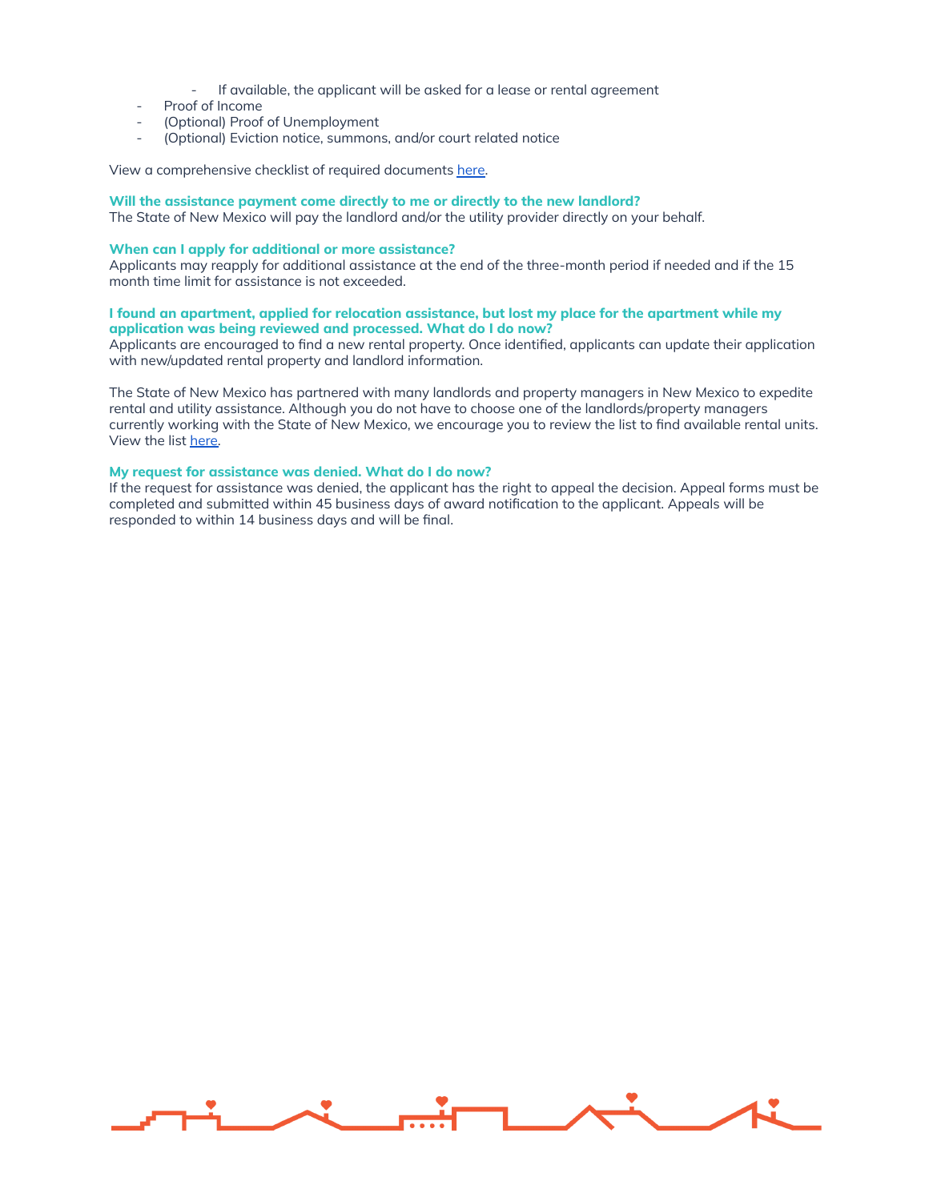- If available, the applicant will be asked for a lease or rental agreement
- Proof of Income
- (Optional) Proof of Unemployment
- (Optional) Eviction notice, summons, and/or court related notice

View a comprehensive checklist of required documents here.

**Will the assistance payment come directly to me or directly to the new landlord?**
The State of New Mexico will pay the landlord and/or the utility provider directly on your behalf.

**When can I apply for additional or more assistance?**
Applicants may reapply for additional assistance at the end of the three-month period if needed and if the 15 month time limit for assistance is not exceeded.

**I found an apartment, applied for relocation assistance, but lost my place for the apartment while my application was being reviewed and processed. What do I do now?**
Applicants are encouraged to find a new rental property. Once identified, applicants can update their application with new/updated rental property and landlord information.

The State of New Mexico has partnered with many landlords and property managers in New Mexico to expedite rental and utility assistance. Although you do not have to choose one of the landlords/property managers currently working with the State of New Mexico, we encourage you to review the list to find available rental units. View the list here.

**My request for assistance was denied. What do I do now?**
If the request for assistance was denied, the applicant has the right to appeal the decision. Appeal forms must be completed and submitted within 45 business days of award notification to the applicant. Appeals will be responded to within 14 business days and will be final.